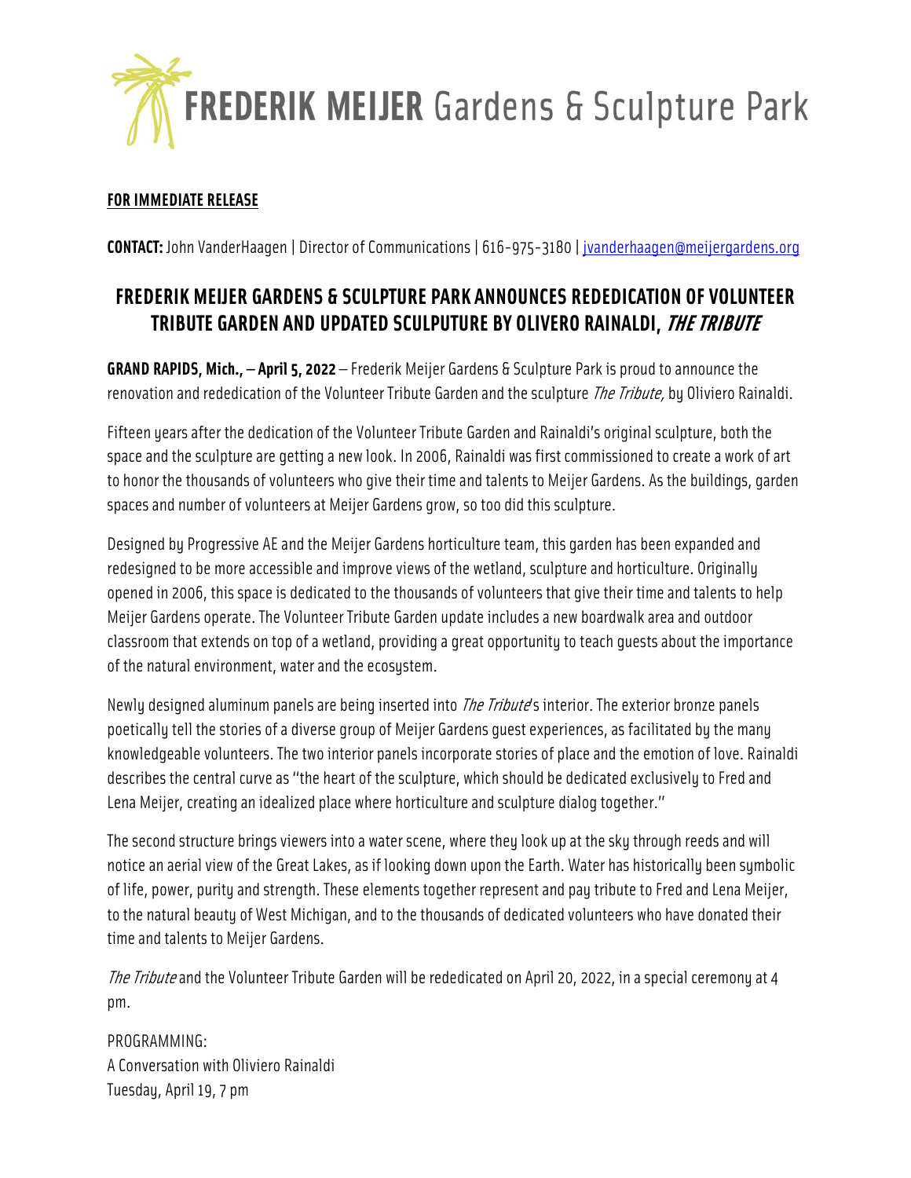# FREDERIK MEIJER Gardens & Sculpture Park

**FOR IMMEDIATE RELEASE**

**CONTACT:** John VanderHaagen | Director of Communications | 616-975-3180 | jvanderhaagen@meijergardens.org

## FREDERIK MEIJER GARDENS & SCULPTURE PARK ANNOUNCES REDEDICATION OF VOLUNTEER TRIBUTE GARDEN AND UPDATED SCULPUTURE BY OLIVERO RAINALDI, *THE TRIBUTE*

**GRAND RAPIDS, Mich., – April 5, 2022** – Frederik Meijer Gardens & Sculpture Park is proud to announce the renovation and rededication of the Volunteer Tribute Garden and the sculpture *The Tribute,* by Oliviero Rainaldi.

Fifteen years after the dedication of the Volunteer Tribute Garden and Rainaldi's original sculpture, both the space and the sculpture are getting a new look. In 2006, Rainaldi was first commissioned to create a work of art to honor the thousands of volunteers who give their time and talents to Meijer Gardens. As the buildings, garden spaces and number of volunteers at Meijer Gardens grow, so too did this sculpture.

Designed by Progressive AE and the Meijer Gardens horticulture team, this garden has been expanded and redesigned to be more accessible and improve views of the wetland, sculpture and horticulture. Originally opened in 2006, this space is dedicated to the thousands of volunteers that give their time and talents to help Meijer Gardens operate. The Volunteer Tribute Garden update includes a new boardwalk area and outdoor classroom that extends on top of a wetland, providing a great opportunity to teach guests about the importance of the natural environment, water and the ecosystem.

Newly designed aluminum panels are being inserted into *The Tribute*'s interior. The exterior bronze panels poetically tell the stories of a diverse group of Meijer Gardens guest experiences, as facilitated by the many knowledgeable volunteers. The two interior panels incorporate stories of place and the emotion of love. Rainaldi describes the central curve as "the heart of the sculpture, which should be dedicated exclusively to Fred and Lena Meijer, creating an idealized place where horticulture and sculpture dialog together."

The second structure brings viewers into a water scene, where they look up at the sky through reeds and will notice an aerial view of the Great Lakes, as if looking down upon the Earth. Water has historically been symbolic of life, power, purity and strength. These elements together represent and pay tribute to Fred and Lena Meijer, to the natural beauty of West Michigan, and to the thousands of dedicated volunteers who have donated their time and talents to Meijer Gardens.

*The Tribute* and the Volunteer Tribute Garden will be rededicated on April 20, 2022, in a special ceremony at 4 pm.

PROGRAMMING:
A Conversation with Oliviero Rainaldi
Tuesday, April 19, 7 pm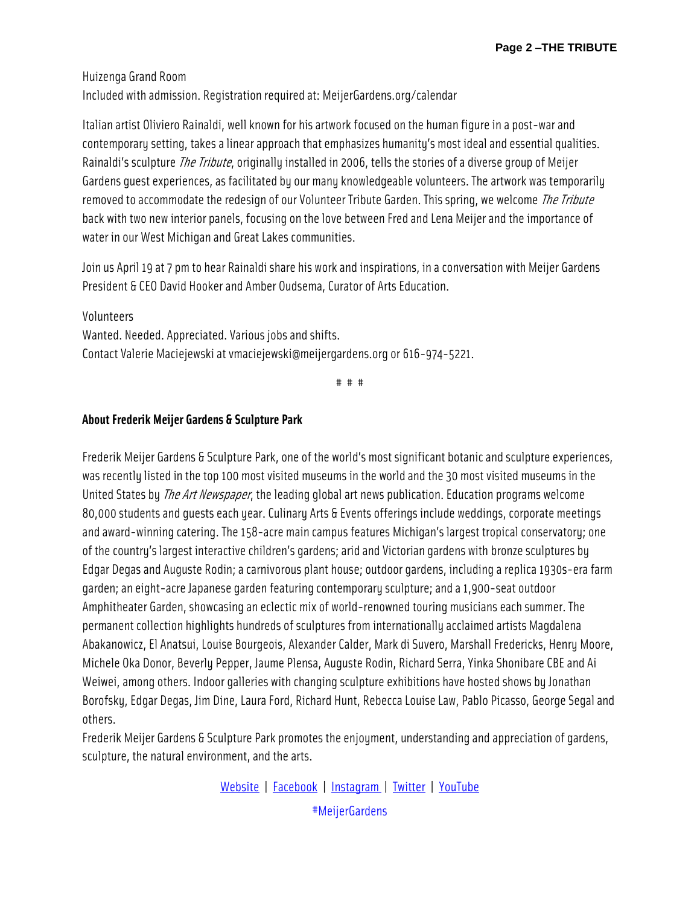Huizenga Grand Room
Included with admission. Registration required at: MeijerGardens.org/calendar

Italian artist Oliviero Rainaldi, well known for his artwork focused on the human figure in a post-war and contemporary setting, takes a linear approach that emphasizes humanity's most ideal and essential qualities. Rainaldi's sculpture *The Tribute*, originally installed in 2006, tells the stories of a diverse group of Meijer Gardens guest experiences, as facilitated by our many knowledgeable volunteers. The artwork was temporarily removed to accommodate the redesign of our Volunteer Tribute Garden. This spring, we welcome *The Tribute* back with two new interior panels, focusing on the love between Fred and Lena Meijer and the importance of water in our West Michigan and Great Lakes communities.

Join us April 19 at 7 pm to hear Rainaldi share his work and inspirations, in a conversation with Meijer Gardens President & CEO David Hooker and Amber Oudsema, Curator of Arts Education.

Volunteers
Wanted. Needed. Appreciated. Various jobs and shifts.
Contact Valerie Maciejewski at vmaciejewski@meijergardens.org or 616-974-5221.

# # #

**About Frederik Meijer Gardens & Sculpture Park**

Frederik Meijer Gardens & Sculpture Park, one of the world's most significant botanic and sculpture experiences, was recently listed in the top 100 most visited museums in the world and the 30 most visited museums in the United States by *The Art Newspaper*, the leading global art news publication. Education programs welcome 80,000 students and guests each year. Culinary Arts & Events offerings include weddings, corporate meetings and award-winning catering. The 158-acre main campus features Michigan's largest tropical conservatory; one of the country's largest interactive children's gardens; arid and Victorian gardens with bronze sculptures by Edgar Degas and Auguste Rodin; a carnivorous plant house; outdoor gardens, including a replica 1930s-era farm garden; an eight-acre Japanese garden featuring contemporary sculpture; and a 1,900-seat outdoor Amphitheater Garden, showcasing an eclectic mix of world-renowned touring musicians each summer. The permanent collection highlights hundreds of sculptures from internationally acclaimed artists Magdalena Abakanowicz, El Anatsui, Louise Bourgeois, Alexander Calder, Mark di Suvero, Marshall Fredericks, Henry Moore, Michele Oka Donor, Beverly Pepper, Jaume Plensa, Auguste Rodin, Richard Serra, Yinka Shonibare CBE and Ai Weiwei, among others. Indoor galleries with changing sculpture exhibitions have hosted shows by Jonathan Borofsky, Edgar Degas, Jim Dine, Laura Ford, Richard Hunt, Rebecca Louise Law, Pablo Picasso, George Segal and others.
Frederik Meijer Gardens & Sculpture Park promotes the enjoyment, understanding and appreciation of gardens, sculpture, the natural environment, and the arts.

Website | Facebook | Instagram | Twitter | YouTube

#MeijerGardens